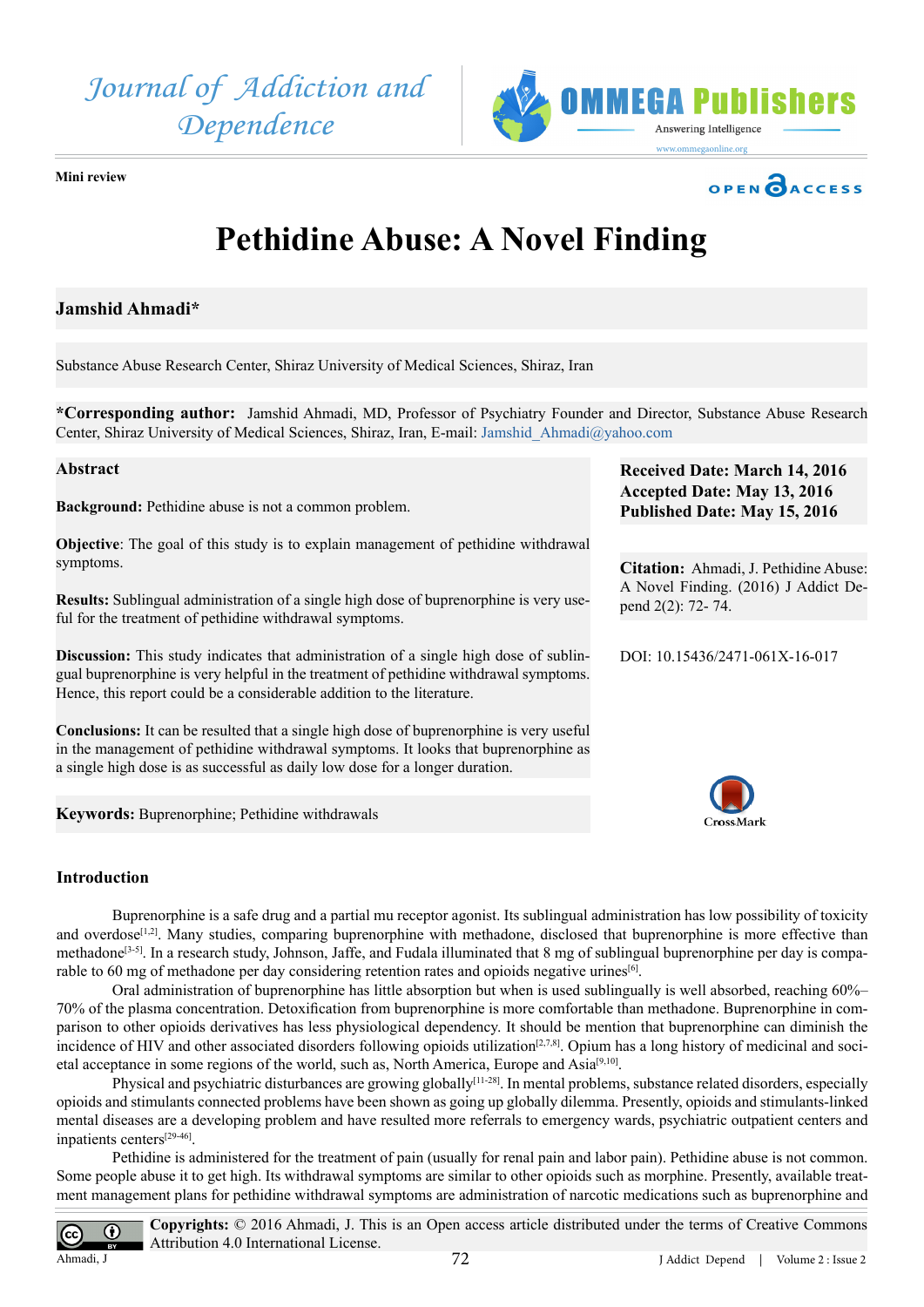Mini review

# Pethidine Abuse: A Novel Finding

**Jamshid Ahmadi***

Substance Abuse Research Center, Shiraz University of Medical Sciences, Shiraz, Iran

***Corresponding author:** Jamshid Ahmadi, MD, Professor of Psychiatry Founder and Director, Substance Abuse Research Center, Shiraz University of Medical Sciences, Shiraz, Iran, E-mail: Jamshid_Ahmadi@yahoo.com

**Received Date: March 14, 2016**
**Accepted Date: May 13, 2016**
**Published Date: May 15, 2016**

**Citation:** Ahmadi, J. Pethidine Abuse: A Novel Finding. (2016) J Addict Depend 2(2): 72- 74.

DOI: 10.15436/2471-061X-16-017

## Abstract

**Background:** Pethidine abuse is not a common problem.

**Objective**: The goal of this study is to explain management of pethidine withdrawal symptoms.

**Results:** Sublingual administration of a single high dose of buprenorphine is very useful for the treatment of pethidine withdrawal symptoms.

**Discussion:** This study indicates that administration of a single high dose of sublingual buprenorphine is very helpful in the treatment of pethidine withdrawal symptoms. Hence, this report could be a considerable addition to the literature.

**Conclusions:** It can be resulted that a single high dose of buprenorphine is very useful in the management of pethidine withdrawal symptoms. It looks that buprenorphine as a single high dose is as successful as daily low dose for a longer duration.

**Keywords:** Buprenorphine; Pethidine withdrawals

## Introduction

Buprenorphine is a safe drug and a partial mu receptor agonist. Its sublingual administration has low possibility of toxicity and overdose[1,2]. Many studies, comparing buprenorphine with methadone, disclosed that buprenorphine is more effective than methadone[3-5]. In a research study, Johnson, Jaffe, and Fudala illuminated that 8 mg of sublingual buprenorphine per day is comparable to 60 mg of methadone per day considering retention rates and opioids negative urines[6].

Oral administration of buprenorphine has little absorption but when is used sublingually is well absorbed, reaching 60%–70% of the plasma concentration. Detoxification from buprenorphine is more comfortable than methadone. Buprenorphine in comparison to other opioids derivatives has less physiological dependency. It should be mention that buprenorphine can diminish the incidence of HIV and other associated disorders following opioids utilization[2,7,8]. Opium has a long history of medicinal and societal acceptance in some regions of the world, such as, North America, Europe and Asia[9,10].

Physical and psychiatric disturbances are growing globally[11-28]. In mental problems, substance related disorders, especially opioids and stimulants connected problems have been shown as going up globally dilemma. Presently, opioids and stimulants-linked mental diseases are a developing problem and have resulted more referrals to emergency wards, psychiatric outpatient centers and inpatients centers[29-46].

Pethidine is administered for the treatment of pain (usually for renal pain and labor pain). Pethidine abuse is not common. Some people abuse it to get high. Its withdrawal symptoms are similar to other opioids such as morphine. Presently, available treatment management plans for pethidine withdrawal symptoms are administration of narcotic medications such as buprenorphine and

**Copyrights:** © 2016 Ahmadi, J. This is an Open access article distributed under the terms of Creative Commons Attribution 4.0 International License.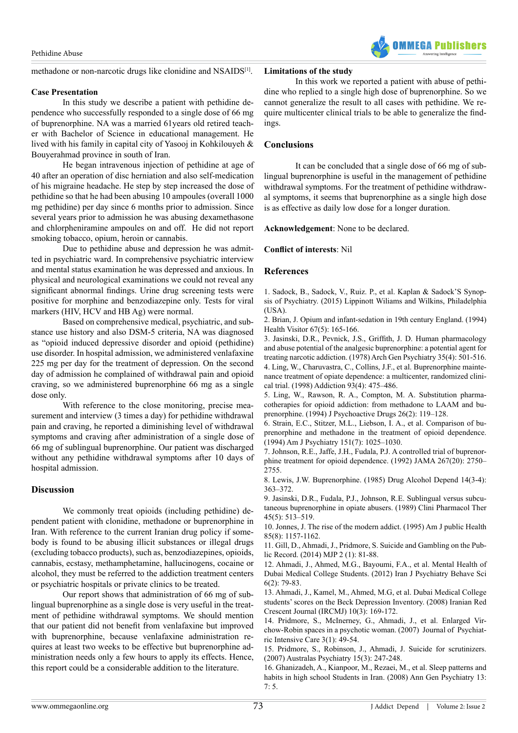methadone or non-narcotic drugs like clonidine and NSAIDS[1].

## Case Presentation

In this study we describe a patient with pethidine dependence who successfully responded to a single dose of 66 mg of buprenorphine. NA was a married 61years old retired teacher with Bachelor of Science in educational management. He lived with his family in capital city of Yasooj in Kohkilouyeh & Bouyerahmad province in south of Iran.

He began intravenous injection of pethidine at age of 40 after an operation of disc herniation and also self-medication of his migraine headache. He step by step increased the dose of pethidine so that he had been abusing 10 ampoules (overall 1000 mg pethidine) per day since 6 months prior to admission. Since several years prior to admission he was abusing dexamethasone and chlorpheniramine ampoules on and off. He did not report smoking tobacco, opium, heroin or cannabis.

Due to pethidine abuse and depression he was admitted in psychiatric ward. In comprehensive psychiatric interview and mental status examination he was depressed and anxious. In physical and neurological examinations we could not reveal any significant abnormal findings. Urine drug screening tests were positive for morphine and benzodiazepine only. Tests for viral markers (HIV, HCV and HB Ag) were normal.

Based on comprehensive medical, psychiatric, and substance use history and also DSM-5 criteria, NA was diagnosed as "opioid induced depressive disorder and opioid (pethidine) use disorder. In hospital admission, we administered venlafaxine 225 mg per day for the treatment of depression. On the second day of admission he complained of withdrawal pain and opioid craving, so we administered buprenorphine 66 mg as a single dose only.

With reference to the close monitoring, precise measurement and interview (3 times a day) for pethidine withdrawal pain and craving, he reported a diminishing level of withdrawal symptoms and craving after administration of a single dose of 66 mg of sublingual buprenorphine. Our patient was discharged without any pethidine withdrawal symptoms after 10 days of hospital admission.

## Discussion

We commonly treat opioids (including pethidine) dependent patient with clonidine, methadone or buprenorphine in Iran. With reference to the current Iranian drug policy if somebody is found to be abusing illicit substances or illegal drugs (excluding tobacco products), such as, benzodiazepines, opioids, cannabis, ecstasy, methamphetamine, hallucinogens, cocaine or alcohol, they must be referred to the addiction treatment centers or psychiatric hospitals or private clinics to be treated.

Our report shows that administration of 66 mg of sublingual buprenorphine as a single dose is very useful in the treatment of pethidine withdrawal symptoms. We should mention that our patient did not benefit from venlafaxine but improved with buprenorphine, because venlafaxine administration requires at least two weeks to be effective but buprenorphine administration needs only a few hours to apply its effects. Hence, this report could be a considerable addition to the literature.

## Limitations of the study

In this work we reported a patient with abuse of pethidine who replied to a single high dose of buprenorphine. So we cannot generalize the result to all cases with pethidine. We require multicenter clinical trials to be able to generalize the findings.

## Conclusions

It can be concluded that a single dose of 66 mg of sublingual buprenorphine is useful in the management of pethidine withdrawal symptoms. For the treatment of pethidine withdrawal symptoms, it seems that buprenorphine as a single high dose is as effective as daily low dose for a longer duration.

**Acknowledgement**: None to be declared.

**Conflict of interests**: Nil

## References

1. Sadock, B., Sadock, V., Ruiz. P., et al. Kaplan & Sadock'S Synopsis of Psychiatry. (2015) Lippinott Wiliams and Wilkins, Philadelphia (USA).
2. Brian, J. Opium and infant-sedation in 19th century England. (1994) Health Visitor 67(5): 165-166.
3. Jasinski, D.R., Pevnick, J.S., Griffith, J. D. Human pharmacology and abuse potential of the analgesic buprenorphine: a potential agent for treating narcotic addiction. (1978) Arch Gen Psychiatry 35(4): 501-516.
4. Ling, W., Charuvastra, C., Collins, J.F., et al. Buprenorphine maintenance treatment of opiate dependence: a multicenter, randomized clinical trial. (1998) Addiction 93(4): 475–486.
5. Ling, W., Rawson, R. A., Compton, M. A. Substitution pharmacotherapies for opioid addiction: from methadone to LAAM and buprenorphine. (1994) J Psychoactive Drugs 26(2): 119–128.
6. Strain, E.C., Stitzer, M.L., Liebson, I. A., et al. Comparison of buprenorphine and methadone in the treatment of opioid dependence. (1994) Am J Psychiatry 151(7): 1025–1030.
7. Johnson, R.E., Jaffe, J.H., Fudala, P.J. A controlled trial of buprenorphine treatment for opioid dependence. (1992) JAMA 267(20): 2750–2755.
8. Lewis, J.W. Buprenorphine. (1985) Drug Alcohol Depend 14(3-4): 363–372.
9. Jasinski, D.R., Fudala, P.J., Johnson, R.E. Sublingual versus subcutaneous buprenorphine in opiate abusers. (1989) Clini Pharmacol Ther 45(5): 513–519.
10. Jonnes, J. The rise of the modern addict. (1995) Am J public Health 85(8): 1157-1162.
11. Gill, D., Ahmadi, J., Pridmore, S. Suicide and Gambling on the Public Record. (2014) MJP 2 (1): 81-88.
12. Ahmadi, J., Ahmed, M.G., Bayoumi, F.A., et al. Mental Health of Dubai Medical College Students. (2012) Iran J Psychiatry Behave Sci 6(2): 79-83.
13. Ahmadi, J., Kamel, M., Ahmed, M.G, et al. Dubai Medical College students' scores on the Beck Depression Inventory. (2008) Iranian Red Crescent Journal (IRCMJ) 10(3): 169-172.
14. Pridmore, S., McInerney, G., Ahmadi, J., et al. Enlarged Virchow-Robin spaces in a psychotic woman. (2007) Journal of Psychiatric Intensive Care 3(1): 49-54.
15. Pridmore, S., Robinson, J., Ahmadi, J. Suicide for scrutinizers. (2007) Australas Psychiatry 15(3): 247-248.
16. Ghanizadeh, A., Kianpoor, M., Rezaei, M., et al. Sleep patterns and habits in high school Students in Iran. (2008) Ann Gen Psychiatry 13: 7: 5.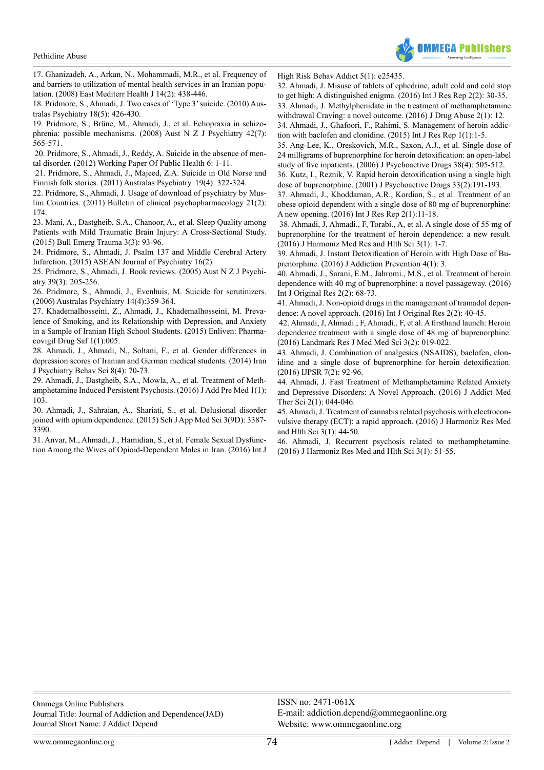17. Ghanizadeh, A., Arkan, N., Mohammadi, M.R., et al. Frequency of and barriers to utilization of mental health services in an Iranian population. (2008) East Mediterr Health J 14(2): 438-446.

18. Pridmore, S., Ahmadi, J. Two cases of 'Type 3' suicide. (2010) Australas Psychiatry 18(5): 426-430.

19. Pridmore, S., Brüne, M., Ahmadi, J., et al. Echopraxia in schizophrenia: possible mechanisms. (2008) Aust N Z J Psychiatry 42(7): 565-571.

20. Pridmore, S., Ahmadi, J., Reddy, A. Suicide in the absence of mental disorder. (2012) Working Paper Of Public Health 6: 1-11.

21. Pridmore, S., Ahmadi, J., Majeed, Z.A. Suicide in Old Norse and Finnish folk stories. (2011) Australas Psychiatry. 19(4): 322-324.

22. Pridmore, S., Ahmadi, J. Usage of download of psychiatry by Muslim Countries. (2011) Bulletin of clinical psychopharmacology 21(2): 174.

23. Mani, A., Dastgheib, S.A., Chanoor, A., et al. Sleep Quality among Patients with Mild Traumatic Brain Injury: A Cross-Sectional Study. (2015) Bull Emerg Trauma 3(3): 93-96.

24. Pridmore, S., Ahmadi, J. Psalm 137 and Middle Cerebral Artery Infarction. (2015) ASEAN Journal of Psychiatry 16(2).

25. Pridmore, S., Ahmadi, J. Book reviews. (2005) Aust N Z J Psychiatry 39(3): 205-256.

26. Pridmore, S., Ahmadi, J., Evenhuis, M. Suicide for scrutinizers. (2006) Australas Psychiatry 14(4):359-364.

27. Khademalhosseini, Z., Ahmadi, J., Khademalhosseini, M. Prevalence of Smoking, and its Relationship with Depression, and Anxiety in a Sample of Iranian High School Students. (2015) Enliven: Pharmacovigil Drug Saf 1(1):005.

28. Ahmadi, J., Ahmadi, N., Soltani, F., et al. Gender differences in depression scores of Iranian and German medical students. (2014) Iran J Psychiatry Behav Sci 8(4): 70-73.

29. Ahmadi, J., Dastgheib, S.A., Mowla, A., et al. Treatment of Methamphetamine Induced Persistent Psychosis. (2016) J Add Pre Med 1(1): 103.

30. Ahmadi, J., Sahraian, A., Shariati, S., et al. Delusional disorder joined with opium dependence. (2015) Sch J App Med Sci 3(9D): 3387-3390.

31. Anvar, M., Ahmadi, J., Hamidian, S., et al. Female Sexual Dysfunction Among the Wives of Opioid-Dependent Males in Iran. (2016) Int J High Risk Behav Addict 5(1): e25435.

32. Ahmadi, J. Misuse of tablets of ephedrine, adult cold and cold stop to get high: A distinguished enigma. (2016) Int J Res Rep 2(2): 30-35.

33. Ahmadi, J. Methylphenidate in the treatment of methamphetamine withdrawal Craving: a novel outcome. (2016) J Drug Abuse 2(1): 12.

34. Ahmadi, J., Ghafoori, F., Rahimi, S. Management of heroin addiction with baclofen and clonidine. (2015) Int J Res Rep 1(1):1-5.

35. Ang-Lee, K., Oreskovich, M.R., Saxon, A.J., et al. Single dose of 24 milligrams of buprenorphine for heroin detoxification: an open-label study of five inpatients. (2006) J Psychoactive Drugs 38(4): 505-512.

36. Kutz, I., Reznik, V. Rapid heroin detoxification using a single high dose of buprenorphine. (2001) J Psychoactive Drugs 33(2):191-193.

37. Ahmadi, J., Khoddaman, A.R., Kordian, S., et al. Treatment of an obese opioid dependent with a single dose of 80 mg of buprenorphine: A new opening. (2016) Int J Res Rep 2(1):11-18.

38. Ahmadi, J, Ahmadi., F, Torabi., A, et al. A single dose of 55 mg of buprenorphine for the treatment of heroin dependence: a new result. (2016) J Harmoniz Med Res and Hlth Sci 3(1): 1-7.

39. Ahmadi, J. Instant Detoxification of Heroin with High Dose of Buprenorphine. (2016) J Addiction Prevention 4(1): 3.

40. Ahmadi, J., Sarani, E.M., Jahromi., M.S., et al. Treatment of heroin dependence with 40 mg of buprenorphine: a novel passageway. (2016) Int J Original Res 2(2): 68-73.

41. Ahmadi, J. Non-opioid drugs in the management of tramadol dependence: A novel approach. (2016) Int J Original Res 2(2): 40-45.

42. Ahmadi, J, Ahmadi., F, Ahmadi., F, et al. A firsthand launch: Heroin dependence treatment with a single dose of 48 mg of buprenorphine. (2016) Landmark Res J Med Med Sci 3(2): 019-022.

43. Ahmadi, J. Combination of analgesics (NSAIDS), baclofen, clonidine and a single dose of buprenorphine for heroin detoxification. (2016) IJPSR 7(2): 92-96.

44. Ahmadi, J. Fast Treatment of Methamphetamine Related Anxiety and Depressive Disorders: A Novel Approach. (2016) J Addict Med Ther Sci 2(1): 044-046.

45. Ahmadi, J. Treatment of cannabis related psychosis with electroconvulsive therapy (ECT): a rapid approach. (2016) J Harmoniz Res Med and Hlth Sci 3(1): 44-50.

46. Ahmadi, J. Recurrent psychosis related to methamphetamine. (2016) J Harmoniz Res Med and Hlth Sci 3(1): 51-55.